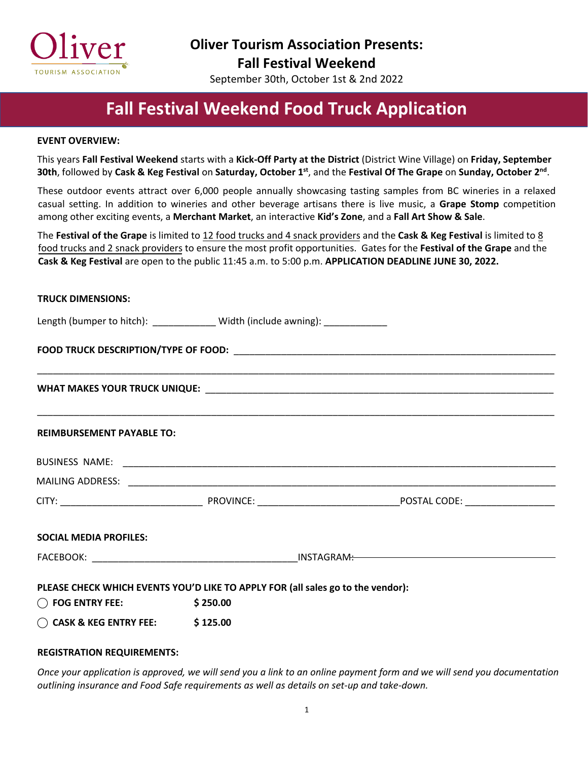Oliver
TOURISM ASSOCIATION

**Oliver Tourism Association Presents:**
**Fall Festival Weekend**
September 30th, October 1st & 2nd 2022

# Fall Festival Weekend Food Truck Application

**EVENT OVERVIEW:**

This years **Fall Festival Weekend** starts with a **Kick-Off Party at the District** (District Wine Village) on **Friday, September 30th**, followed by **Cask & Keg Festival** on **Saturday, October 1st**, and the **Festival Of The Grape** on **Sunday, October 2nd**.

These outdoor events attract over 6,000 people annually showcasing tasting samples from BC wineries in a relaxed casual setting. In addition to wineries and other beverage artisans there is live music, a **Grape Stomp** competition among other exciting events, a **Merchant Market**, an interactive **Kid's Zone**, and a **Fall Art Show & Sale**.

The **Festival of the Grape** is limited to 12 food trucks and 4 snack providers and the **Cask & Keg Festival** is limited to 8 food trucks and 2 snack providers to ensure the most profit opportunities. Gates for the **Festival of the Grape** and the **Cask & Keg Festival** are open to the public 11:45 a.m. to 5:00 p.m. **APPLICATION DEADLINE JUNE 30, 2022.**

**TRUCK DIMENSIONS:**

Length (bumper to hitch): ____________ Width (include awning): ____________

**FOOD TRUCK DESCRIPTION/TYPE OF FOOD:** ______________________________________________

______________________________________________________________________________

**WHAT MAKES YOUR TRUCK UNIQUE:** ______________________________________________

______________________________________________________________________________

**REIMBURSEMENT PAYABLE TO:**

BUSINESS NAME: ______________________________________________________________

MAILING ADDRESS: ____________________________________________________________

CITY: ___________________________ PROVINCE: ___________________________ POSTAL CODE: _________________

**SOCIAL MEDIA PROFILES:**

FACEBOOK: ______________________________________ INSTAGRAM: ______________________________________

**PLEASE CHECK WHICH EVENTS YOU'D LIKE TO APPLY FOR (all sales go to the vendor):**

◯ **FOG ENTRY FEE:** **$ 250.00**

◯ **CASK & KEG ENTRY FEE:** **$ 125.00**

**REGISTRATION REQUIREMENTS:**

*Once your application is approved, we will send you a link to an online payment form and we will send you documentation outlining insurance and Food Safe requirements as well as details on set-up and take-down.*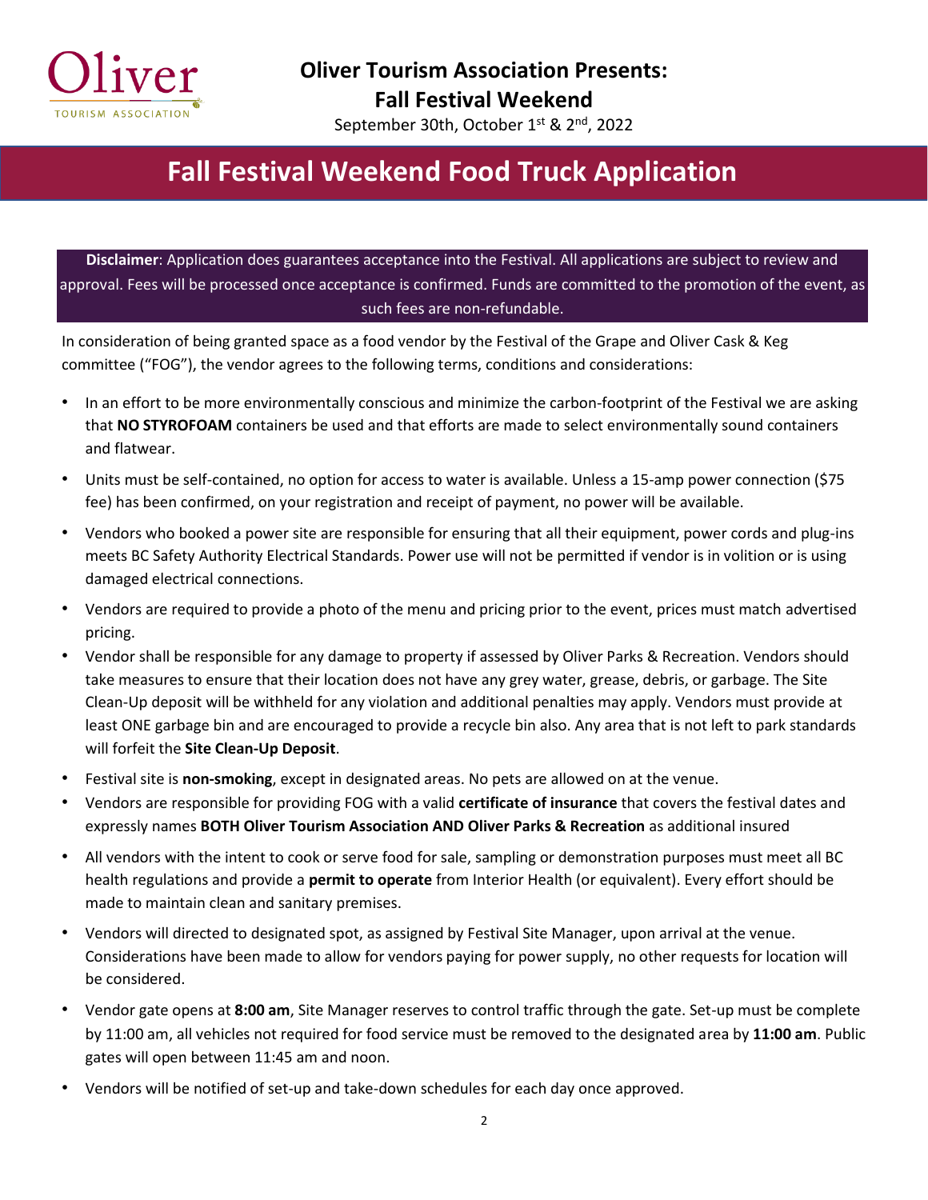**Oliver Tourism Association Presents:**
**Fall Festival Weekend**
September 30th, October 1st & 2nd, 2022

# Fall Festival Weekend Food Truck Application

**Disclaimer**: Application does guarantees acceptance into the Festival. All applications are subject to review and approval. Fees will be processed once acceptance is confirmed. Funds are committed to the promotion of the event, as such fees are non-refundable.

In consideration of being granted space as a food vendor by the Festival of the Grape and Oliver Cask & Keg committee ("FOG"), the vendor agrees to the following terms, conditions and considerations:

- In an effort to be more environmentally conscious and minimize the carbon-footprint of the Festival we are asking that **NO STYROFOAM** containers be used and that efforts are made to select environmentally sound containers and flatwear.
- Units must be self-contained, no option for access to water is available. Unless a 15-amp power connection ($75 fee) has been confirmed, on your registration and receipt of payment, no power will be available.
- Vendors who booked a power site are responsible for ensuring that all their equipment, power cords and plug-ins meets BC Safety Authority Electrical Standards. Power use will not be permitted if vendor is in volition or is using damaged electrical connections.
- Vendors are required to provide a photo of the menu and pricing prior to the event, prices must match advertised pricing.
- Vendor shall be responsible for any damage to property if assessed by Oliver Parks & Recreation. Vendors should take measures to ensure that their location does not have any grey water, grease, debris, or garbage. The Site Clean-Up deposit will be withheld for any violation and additional penalties may apply. Vendors must provide at least ONE garbage bin and are encouraged to provide a recycle bin also. Any area that is not left to park standards will forfeit the **Site Clean-Up Deposit**.
- Festival site is **non-smoking**, except in designated areas. No pets are allowed on at the venue.
- Vendors are responsible for providing FOG with a valid **certificate of insurance** that covers the festival dates and expressly names **BOTH Oliver Tourism Association AND Oliver Parks & Recreation** as additional insured
- All vendors with the intent to cook or serve food for sale, sampling or demonstration purposes must meet all BC health regulations and provide a **permit to operate** from Interior Health (or equivalent). Every effort should be made to maintain clean and sanitary premises.
- Vendors will directed to designated spot, as assigned by Festival Site Manager, upon arrival at the venue. Considerations have been made to allow for vendors paying for power supply, no other requests for location will be considered.
- Vendor gate opens at **8:00 am**, Site Manager reserves to control traffic through the gate. Set-up must be complete by 11:00 am, all vehicles not required for food service must be removed to the designated area by **11:00 am**. Public gates will open between 11:45 am and noon.
- Vendors will be notified of set-up and take-down schedules for each day once approved.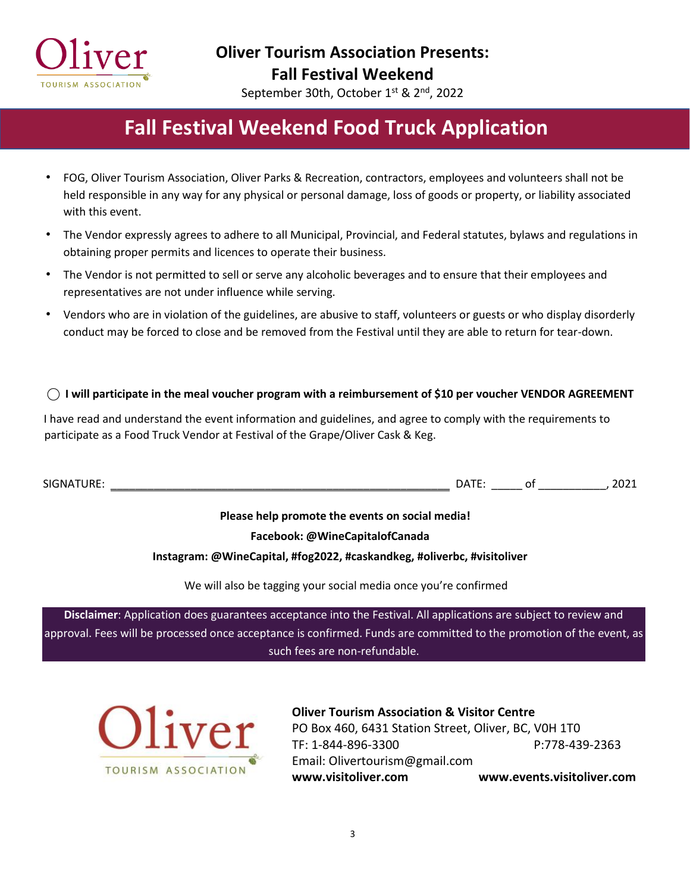**Oliver Tourism Association Presents:**
**Fall Festival Weekend**
September 30th, October 1st & 2nd, 2022

# Fall Festival Weekend Food Truck Application

- FOG, Oliver Tourism Association, Oliver Parks & Recreation, contractors, employees and volunteers shall not be held responsible in any way for any physical or personal damage, loss of goods or property, or liability associated with this event.
- The Vendor expressly agrees to adhere to all Municipal, Provincial, and Federal statutes, bylaws and regulations in obtaining proper permits and licences to operate their business.
- The Vendor is not permitted to sell or serve any alcoholic beverages and to ensure that their employees and representatives are not under influence while serving.
- Vendors who are in violation of the guidelines, are abusive to staff, volunteers or guests or who display disorderly conduct may be forced to close and be removed from the Festival until they are able to return for tear-down.

◯ **I will participate in the meal voucher program with a reimbursement of $10 per voucher VENDOR AGREEMENT**

I have read and understand the event information and guidelines, and agree to comply with the requirements to participate as a Food Truck Vendor at Festival of the Grape/Oliver Cask & Keg.

SIGNATURE: ______________________________________________________ DATE: _____ of ___________, 2021

**Please help promote the events on social media!**

**Facebook: @WineCapitalofCanada**

**Instagram: @WineCapital, #fog2022, #caskandkeg, #oliverbc, #visitoliver**

We will also be tagging your social media once you're confirmed

**Disclaimer**: Application does guarantees acceptance into the Festival. All applications are subject to review and approval. Fees will be processed once acceptance is confirmed. Funds are committed to the promotion of the event, as such fees are non-refundable.

**Oliver Tourism Association & Visitor Centre**
PO Box 460, 6431 Station Street, Oliver, BC, V0H 1T0
TF: 1-844-896-3300 P:778-439-2363
Email: Olivertourism@gmail.com
**www.visitoliver.com** **www.events.visitoliver.com**